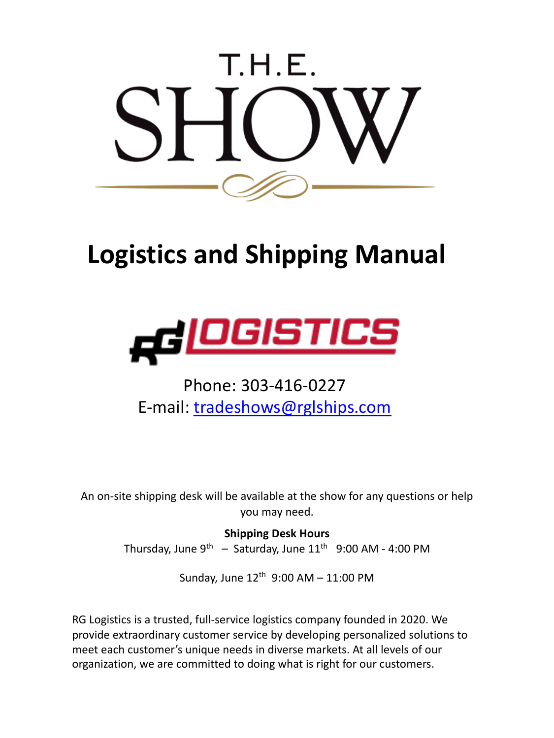T.H.E.

# SHOW

# Logistics and Shipping Manual

RG LOGISTICS

Phone: 303-416-0227
E-mail: tradeshows@rglships.com

An on-site shipping desk will be available at the show for any questions or help you may need.

**Shipping Desk Hours**

Thursday, June 9th – Saturday, June 11th 9:00 AM - 4:00 PM

Sunday, June 12th 9:00 AM – 11:00 PM

RG Logistics is a trusted, full-service logistics company founded in 2020. We provide extraordinary customer service by developing personalized solutions to meet each customer's unique needs in diverse markets. At all levels of our organization, we are committed to doing what is right for our customers.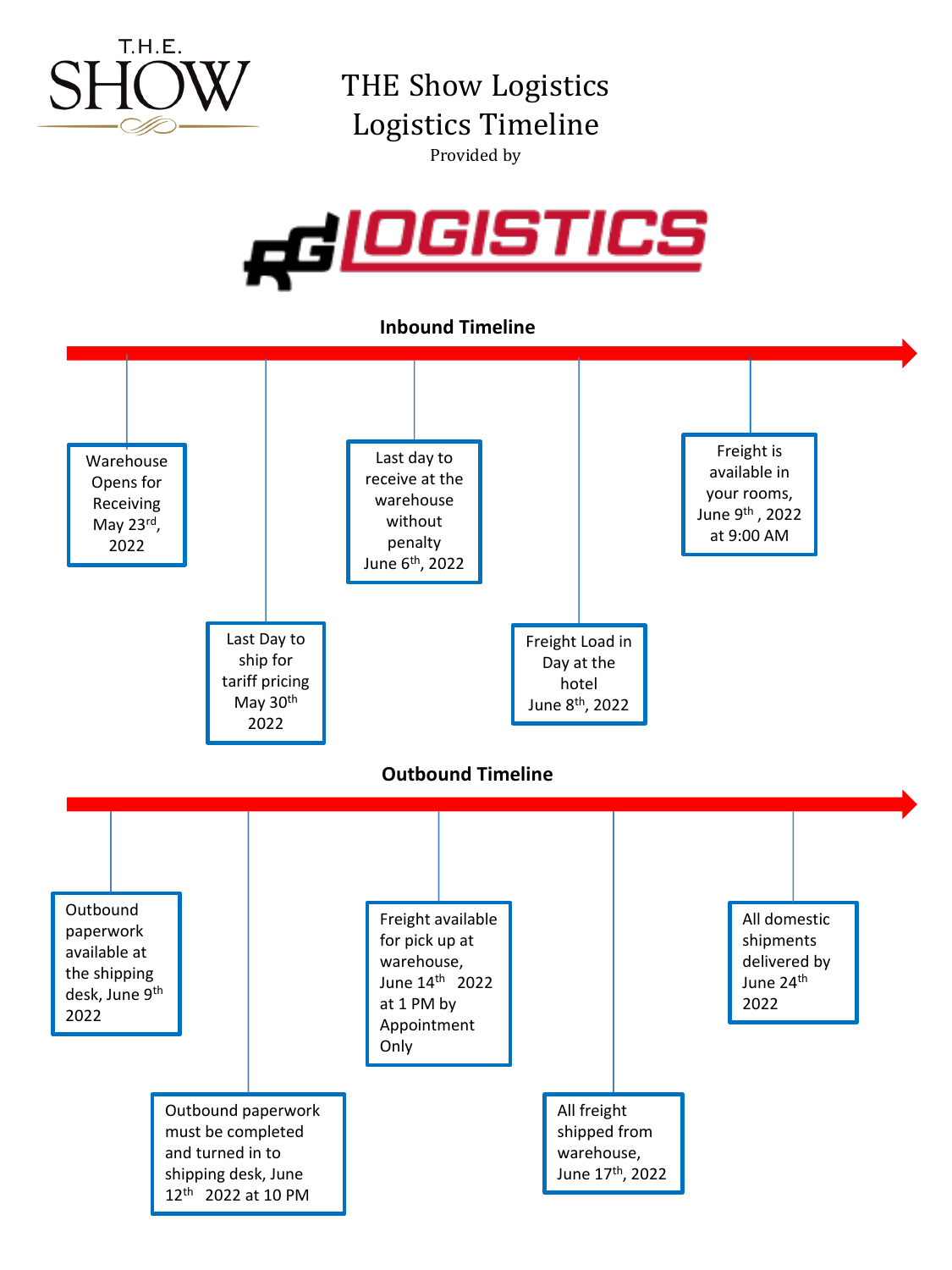T.H.E. SHOW

# THE Show Logistics
# Logistics Timeline

Provided by

RG LOGISTICS

## Inbound Timeline

- Warehouse Opens for Receiving May 23rd, 2022
- Last Day to ship for tariff pricing May 30th 2022
- Last day to receive at the warehouse without penalty June 6th, 2022
- Freight Load in Day at the hotel June 8th, 2022
- Freight is available in your rooms, June 9th , 2022 at 9:00 AM

## Outbound Timeline

- Outbound paperwork available at the shipping desk, June 9th 2022
- Outbound paperwork must be completed and turned in to shipping desk, June 12th 2022 at 10 PM
- Freight available for pick up at warehouse, June 14th 2022 at 1 PM by Appointment Only
- All freight shipped from warehouse, June 17th, 2022
- All domestic shipments delivered by June 24th 2022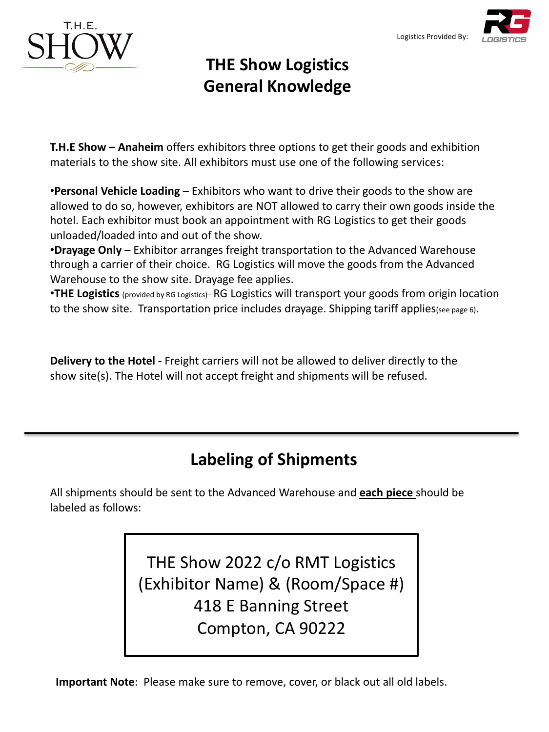# THE Show Logistics General Knowledge

**T.H.E Show – Anaheim** offers exhibitors three options to get their goods and exhibition materials to the show site. All exhibitors must use one of the following services:

•**Personal Vehicle Loading** – Exhibitors who want to drive their goods to the show are allowed to do so, however, exhibitors are NOT allowed to carry their own goods inside the hotel. Each exhibitor must book an appointment with RG Logistics to get their goods unloaded/loaded into and out of the show.
•**Drayage Only** – Exhibitor arranges freight transportation to the Advanced Warehouse through a carrier of their choice. RG Logistics will move the goods from the Advanced Warehouse to the show site. Drayage fee applies.
•**THE Logistics** (provided by RG Logistics)– RG Logistics will transport your goods from origin location to the show site. Transportation price includes drayage. Shipping tariff applies(see page 6).

**Delivery to the Hotel -** Freight carriers will not be allowed to deliver directly to the show site(s). The Hotel will not accept freight and shipments will be refused.

## Labeling of Shipments

All shipments should be sent to the Advanced Warehouse and **each piece** should be labeled as follows:

THE Show 2022 c/o RMT Logistics
(Exhibitor Name) & (Room/Space #)
418 E Banning Street
Compton, CA 90222

**Important Note**: Please make sure to remove, cover, or black out all old labels.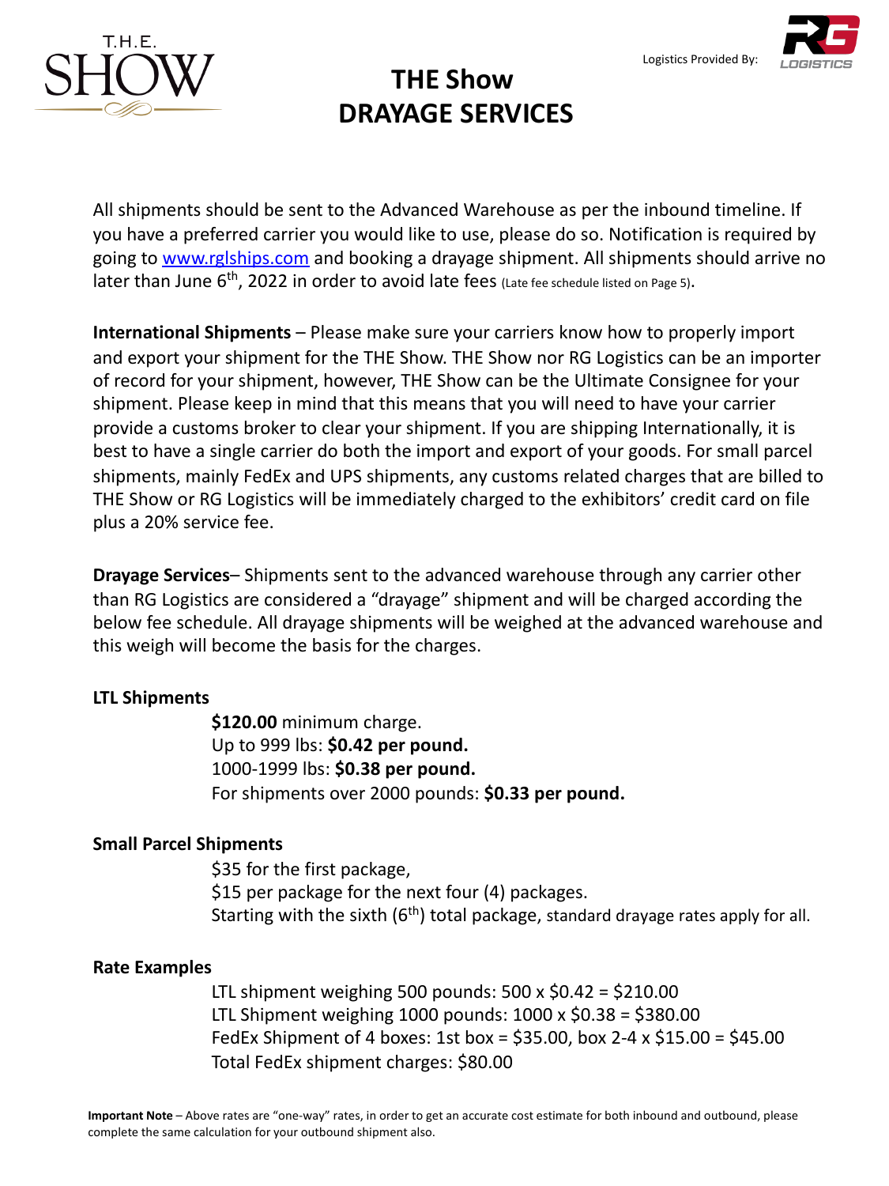Logistics Provided By:

# THE Show DRAYAGE SERVICES

All shipments should be sent to the Advanced Warehouse as per the inbound timeline. If you have a preferred carrier you would like to use, please do so. Notification is required by going to [www.rglships.com](http://www.rglships.com) and booking a drayage shipment. All shipments should arrive no later than June 6th, 2022 in order to avoid late fees (Late fee schedule listed on Page 5).

**International Shipments** – Please make sure your carriers know how to properly import and export your shipment for the THE Show. THE Show nor RG Logistics can be an importer of record for your shipment, however, THE Show can be the Ultimate Consignee for your shipment. Please keep in mind that this means that you will need to have your carrier provide a customs broker to clear your shipment. If you are shipping Internationally, it is best to have a single carrier do both the import and export of your goods. For small parcel shipments, mainly FedEx and UPS shipments, any customs related charges that are billed to THE Show or RG Logistics will be immediately charged to the exhibitors' credit card on file plus a 20% service fee.

**Drayage Services**– Shipments sent to the advanced warehouse through any carrier other than RG Logistics are considered a "drayage" shipment and will be charged according the below fee schedule. All drayage shipments will be weighed at the advanced warehouse and this weigh will become the basis for the charges.

**LTL Shipments**

**$120.00** minimum charge.
Up to 999 lbs: **$0.42 per pound.**
1000-1999 lbs: **$0.38 per pound.**
For shipments over 2000 pounds: **$0.33 per pound.**

**Small Parcel Shipments**

$35 for the first package,
$15 per package for the next four (4) packages.
Starting with the sixth (6th) total package, standard drayage rates apply for all.

**Rate Examples**

LTL shipment weighing 500 pounds: 500 x $0.42 = $210.00
LTL Shipment weighing 1000 pounds: 1000 x $0.38 = $380.00
FedEx Shipment of 4 boxes: 1st box = $35.00, box 2-4 x $15.00 = $45.00
Total FedEx shipment charges: $80.00

**Important Note** – Above rates are "one-way" rates, in order to get an accurate cost estimate for both inbound and outbound, please complete the same calculation for your outbound shipment also.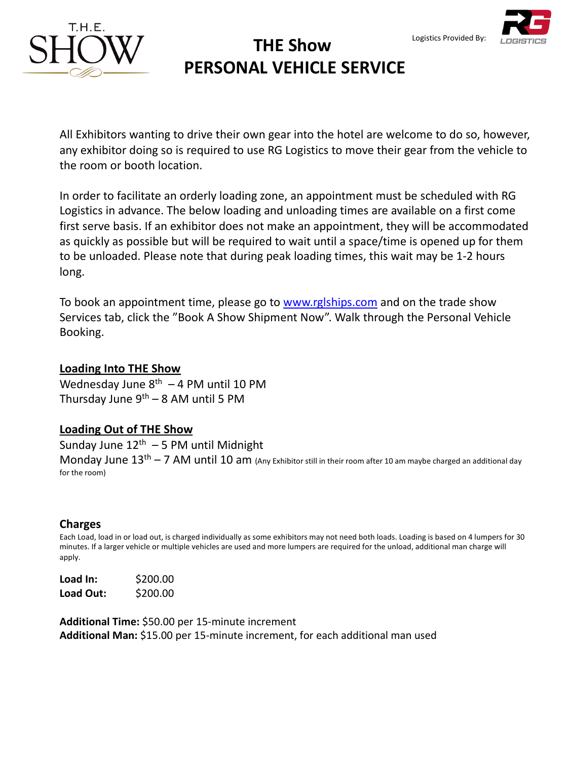T.H.E. SHOW

# THE Show PERSONAL VEHICLE SERVICE

Logistics Provided By: RG LOGISTICS

All Exhibitors wanting to drive their own gear into the hotel are welcome to do so, however, any exhibitor doing so is required to use RG Logistics to move their gear from the vehicle to the room or booth location.

In order to facilitate an orderly loading zone, an appointment must be scheduled with RG Logistics in advance. The below loading and unloading times are available on a first come first serve basis. If an exhibitor does not make an appointment, they will be accommodated as quickly as possible but will be required to wait until a space/time is opened up for them to be unloaded. Please note that during peak loading times, this wait may be 1-2 hours long.

To book an appointment time, please go to [www.rglships.com](http://www.rglships.com) and on the trade show Services tab, click the "Book A Show Shipment Now". Walk through the Personal Vehicle Booking.

**Loading Into THE Show**

Wednesday June 8th – 4 PM until 10 PM
Thursday June 9th – 8 AM until 5 PM

**Loading Out of THE Show**

Sunday June 12th – 5 PM until Midnight
Monday June 13th – 7 AM until 10 am (Any Exhibitor still in their room after 10 am maybe charged an additional day for the room)

## Charges

Each Load, load in or load out, is charged individually as some exhibitors may not need both loads. Loading is based on 4 lumpers for 30 minutes. If a larger vehicle or multiple vehicles are used and more lumpers are required for the unload, additional man charge will apply.

**Load In:** $200.00
**Load Out:** $200.00

**Additional Time:** $50.00 per 15-minute increment
**Additional Man:** $15.00 per 15-minute increment, for each additional man used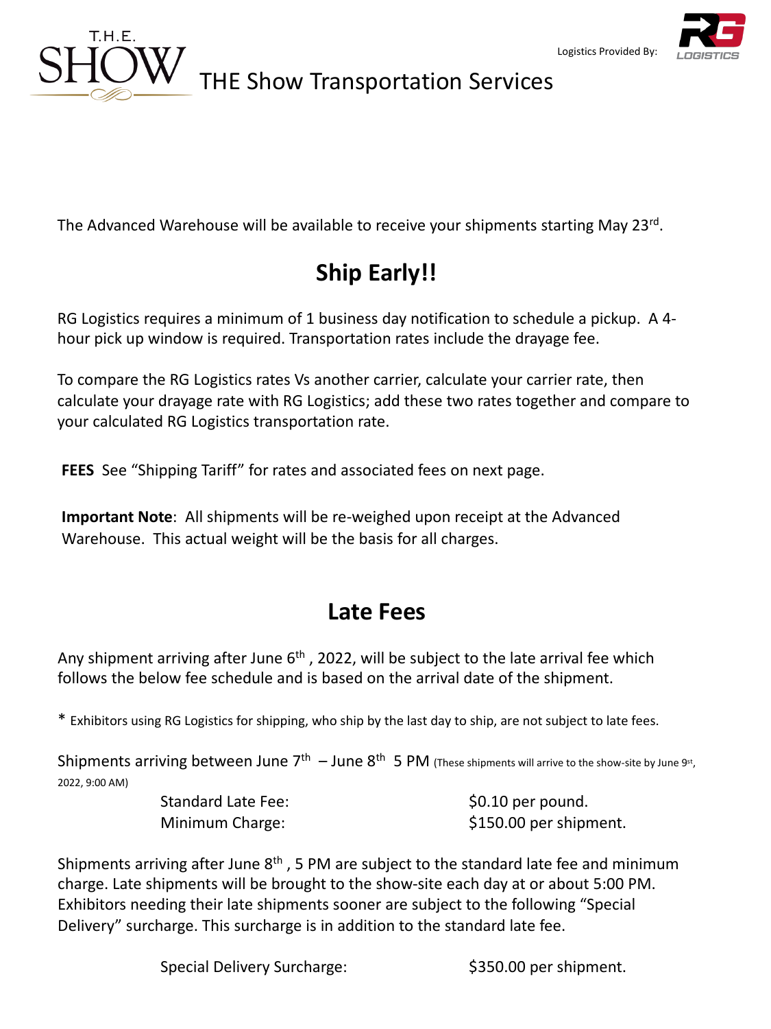T.H.E. SHOW

# THE Show Transportation Services

Logistics Provided By: RG LOGISTICS

The Advanced Warehouse will be available to receive your shipments starting May 23rd.

## Ship Early!!

RG Logistics requires a minimum of 1 business day notification to schedule a pickup. A 4-hour pick up window is required. Transportation rates include the drayage fee.

To compare the RG Logistics rates Vs another carrier, calculate your carrier rate, then calculate your drayage rate with RG Logistics; add these two rates together and compare to your calculated RG Logistics transportation rate.

**FEES** See "Shipping Tariff" for rates and associated fees on next page.

**Important Note**: All shipments will be re-weighed upon receipt at the Advanced Warehouse. This actual weight will be the basis for all charges.

## Late Fees

Any shipment arriving after June 6th, 2022, will be subject to the late arrival fee which follows the below fee schedule and is based on the arrival date of the shipment.

* Exhibitors using RG Logistics for shipping, who ship by the last day to ship, are not subject to late fees.

Shipments arriving between June 7th – June 8th 5 PM (These shipments will arrive to the show-site by June 9st, 2022, 9:00 AM)

| | |
|---|---|
| Standard Late Fee: | $0.10 per pound. |
| Minimum Charge: | $150.00 per shipment. |

Shipments arriving after June 8th, 5 PM are subject to the standard late fee and minimum charge. Late shipments will be brought to the show-site each day at or about 5:00 PM. Exhibitors needing their late shipments sooner are subject to the following "Special Delivery" surcharge. This surcharge is in addition to the standard late fee.

| | |
|---|---|
| Special Delivery Surcharge: | $350.00 per shipment. |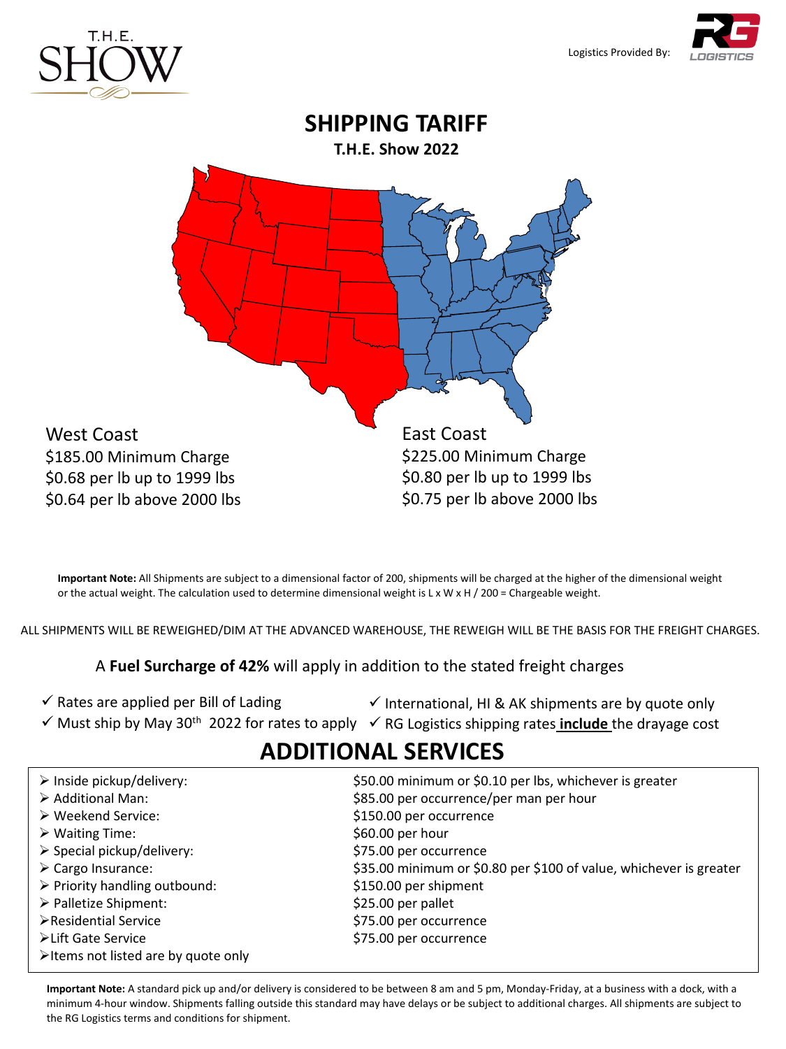Logistics Provided By:

# SHIPPING TARIFF

**T.H.E. Show 2022**

West Coast
$185.00 Minimum Charge
$0.68 per lb up to 1999 lbs
$0.64 per lb above 2000 lbs

East Coast
$225.00 Minimum Charge
$0.80 per lb up to 1999 lbs
$0.75 per lb above 2000 lbs

**Important Note:** All Shipments are subject to a dimensional factor of 200, shipments will be charged at the higher of the dimensional weight or the actual weight. The calculation used to determine dimensional weight is L x W x H / 200 = Chargeable weight.

ALL SHIPMENTS WILL BE REWEIGHED/DIM AT THE ADVANCED WAREHOUSE, THE REWEIGH WILL BE THE BASIS FOR THE FREIGHT CHARGES.

A **Fuel Surcharge of 42%** will apply in addition to the stated freight charges

- ✓ Rates are applied per Bill of Lading
- ✓ Must ship by May 30th 2022 for rates to apply
- ✓ International, HI & AK shipments are by quote only
- ✓ RG Logistics shipping rates **include** the drayage cost

## ADDITIONAL SERVICES

| Service | Charge |
|---|---|
| Inside pickup/delivery: | $50.00 minimum or $0.10 per lbs, whichever is greater |
| Additional Man: | $85.00 per occurrence/per man per hour |
| Weekend Service: | $150.00 per occurrence |
| Waiting Time: | $60.00 per hour |
| Special pickup/delivery: | $75.00 per occurrence |
| Cargo Insurance: | $35.00 minimum or $0.80 per $100 of value, whichever is greater |
| Priority handling outbound: | $150.00 per shipment |
| Palletize Shipment: | $25.00 per pallet |
| Residential Service | $75.00 per occurrence |
| Lift Gate Service | $75.00 per occurrence |
| Items not listed are by quote only | |

**Important Note:** A standard pick up and/or delivery is considered to be between 8 am and 5 pm, Monday-Friday, at a business with a dock, with a minimum 4-hour window. Shipments falling outside this standard may have delays or be subject to additional charges. All shipments are subject to the RG Logistics terms and conditions for shipment.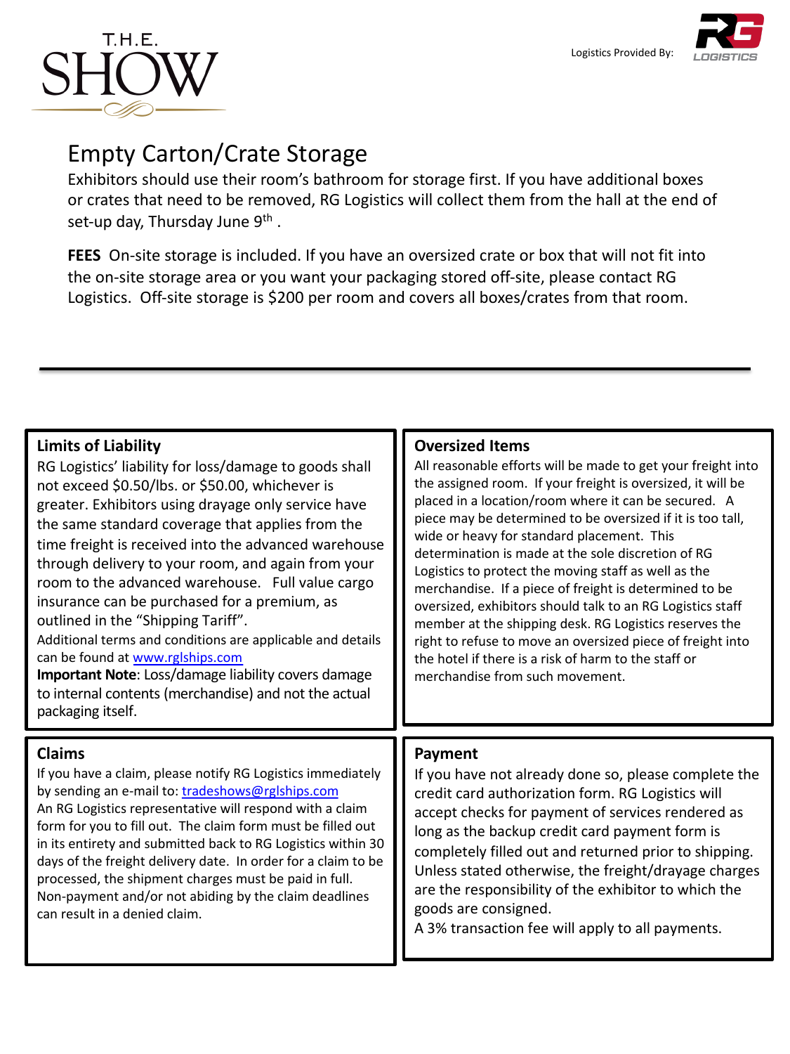T.H.E. SHOW

Logistics Provided By: RG LOGISTICS

# Empty Carton/Crate Storage

Exhibitors should use their room's bathroom for storage first. If you have additional boxes or crates that need to be removed, RG Logistics will collect them from the hall at the end of set-up day, Thursday June 9th .

**FEES** On-site storage is included. If you have an oversized crate or box that will not fit into the on-site storage area or you want your packaging stored off-site, please contact RG Logistics. Off-site storage is $200 per room and covers all boxes/crates from that room.

---

## Limits of Liability

RG Logistics' liability for loss/damage to goods shall not exceed $0.50/lbs. or $50.00, whichever is greater. Exhibitors using drayage only service have the same standard coverage that applies from the time freight is received into the advanced warehouse through delivery to your room, and again from your room to the advanced warehouse. Full value cargo insurance can be purchased for a premium, as outlined in the "Shipping Tariff".

Additional terms and conditions are applicable and details can be found at www.rglships.com

**Important Note**: Loss/damage liability covers damage to internal contents (merchandise) and not the actual packaging itself.

## Oversized Items

All reasonable efforts will be made to get your freight into the assigned room. If your freight is oversized, it will be placed in a location/room where it can be secured. A piece may be determined to be oversized if it is too tall, wide or heavy for standard placement. This determination is made at the sole discretion of RG Logistics to protect the moving staff as well as the merchandise. If a piece of freight is determined to be oversized, exhibitors should talk to an RG Logistics staff member at the shipping desk. RG Logistics reserves the right to refuse to move an oversized piece of freight into the hotel if there is a risk of harm to the staff or merchandise from such movement.

## Claims

If you have a claim, please notify RG Logistics immediately by sending an e-mail to: tradeshows@rglships.com

An RG Logistics representative will respond with a claim form for you to fill out. The claim form must be filled out in its entirety and submitted back to RG Logistics within 30 days of the freight delivery date. In order for a claim to be processed, the shipment charges must be paid in full. Non-payment and/or not abiding by the claim deadlines can result in a denied claim.

## Payment

If you have not already done so, please complete the credit card authorization form. RG Logistics will accept checks for payment of services rendered as long as the backup credit card payment form is completely filled out and returned prior to shipping. Unless stated otherwise, the freight/drayage charges are the responsibility of the exhibitor to which the goods are consigned.

A 3% transaction fee will apply to all payments.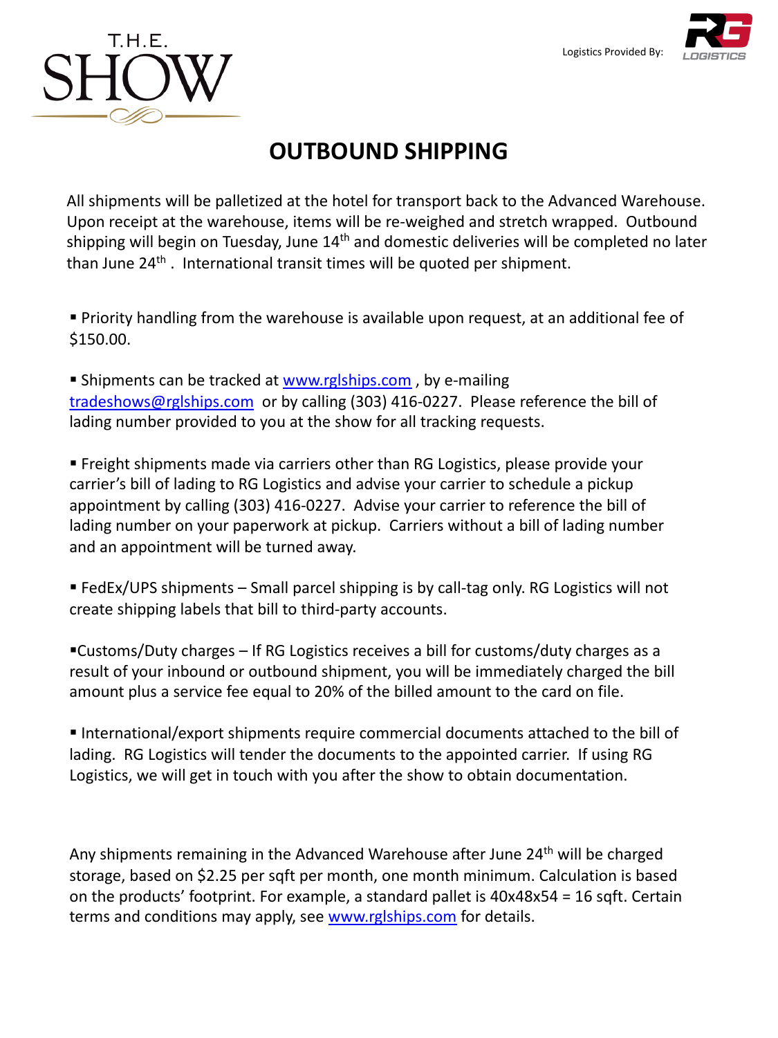T.H.E.
SHOW

Logistics Provided By:

RG LOGISTICS

# OUTBOUND SHIPPING

All shipments will be palletized at the hotel for transport back to the Advanced Warehouse. Upon receipt at the warehouse, items will be re-weighed and stretch wrapped. Outbound shipping will begin on Tuesday, June 14th and domestic deliveries will be completed no later than June 24th . International transit times will be quoted per shipment.

- Priority handling from the warehouse is available upon request, at an additional fee of $150.00.

- Shipments can be tracked at www.rglships.com , by e-mailing tradeshows@rglships.com or by calling (303) 416-0227. Please reference the bill of lading number provided to you at the show for all tracking requests.

- Freight shipments made via carriers other than RG Logistics, please provide your carrier's bill of lading to RG Logistics and advise your carrier to schedule a pickup appointment by calling (303) 416-0227. Advise your carrier to reference the bill of lading number on your paperwork at pickup. Carriers without a bill of lading number and an appointment will be turned away.

- FedEx/UPS shipments – Small parcel shipping is by call-tag only. RG Logistics will not create shipping labels that bill to third-party accounts.

- Customs/Duty charges – If RG Logistics receives a bill for customs/duty charges as a result of your inbound or outbound shipment, you will be immediately charged the bill amount plus a service fee equal to 20% of the billed amount to the card on file.

- International/export shipments require commercial documents attached to the bill of lading. RG Logistics will tender the documents to the appointed carrier. If using RG Logistics, we will get in touch with you after the show to obtain documentation.

Any shipments remaining in the Advanced Warehouse after June 24th will be charged storage, based on $2.25 per sqft per month, one month minimum. Calculation is based on the products' footprint. For example, a standard pallet is 40x48x54 = 16 sqft. Certain terms and conditions may apply, see www.rglships.com for details.